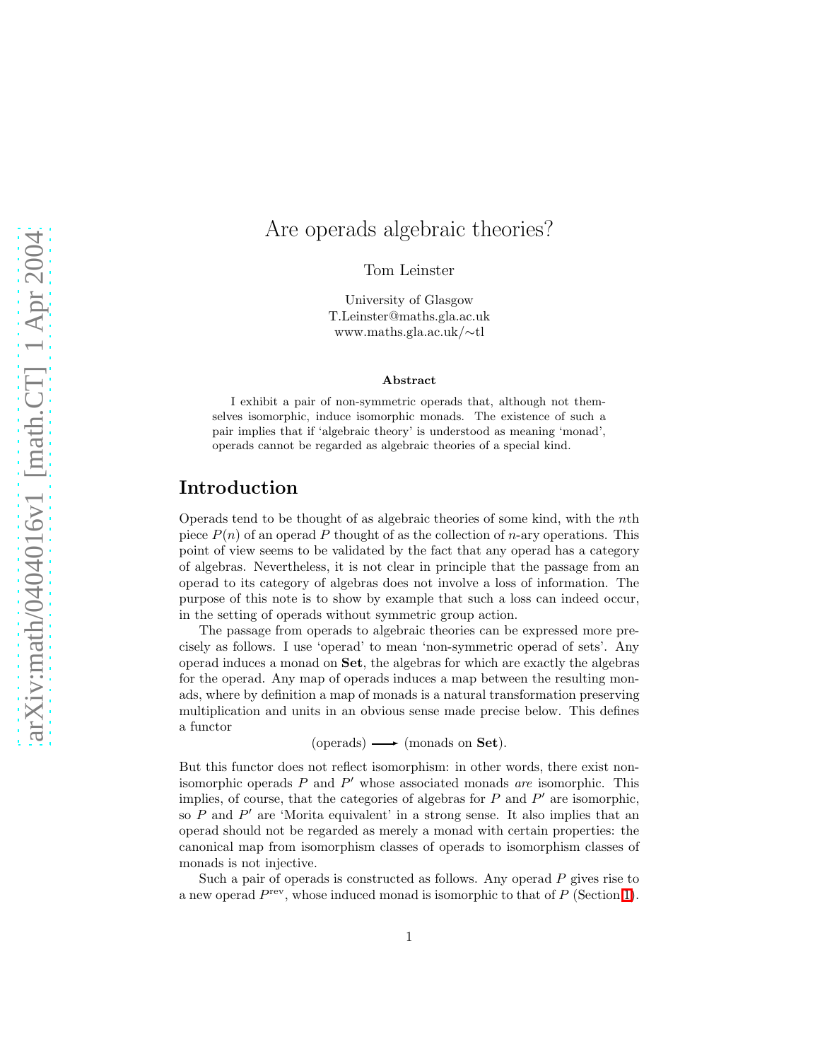# Are operads algebraic theories?

Tom Leinster

University of Glasgow
T.Leinster@maths.gla.ac.uk
www.maths.gla.ac.uk/∼tl

### Abstract

I exhibit a pair of non-symmetric operads that, although not themselves isomorphic, induce isomorphic monads. The existence of such a pair implies that if 'algebraic theory' is understood as meaning 'monad', operads cannot be regarded as algebraic theories of a special kind.

## Introduction

Operads tend to be thought of as algebraic theories of some kind, with the $n$th piece $P(n)$ of an operad $P$ thought of as the collection of $n$-ary operations. This point of view seems to be validated by the fact that any operad has a category of algebras. Nevertheless, it is not clear in principle that the passage from an operad to its category of algebras does not involve a loss of information. The purpose of this note is to show by example that such a loss can indeed occur, in the setting of operads without symmetric group action.

The passage from operads to algebraic theories can be expressed more precisely as follows. I use 'operad' to mean 'non-symmetric operad of sets'. Any operad induces a monad on **Set**, the algebras for which are exactly the algebras for the operad. Any map of operads induces a map between the resulting monads, where by definition a map of monads is a natural transformation preserving multiplication and units in an obvious sense made precise below. This defines a functor

$$\text{(operads)} \longrightarrow \text{(monads on } \mathbf{Set}\text{)}.$$

But this functor does not reflect isomorphism: in other words, there exist non-isomorphic operads $P$ and $P'$ whose associated monads *are* isomorphic. This implies, of course, that the categories of algebras for $P$ and $P'$ are isomorphic, so $P$ and $P'$ are 'Morita equivalent' in a strong sense. It also implies that an operad should not be regarded as merely a monad with certain properties: the canonical map from isomorphism classes of operads to isomorphism classes of monads is not injective.

Such a pair of operads is constructed as follows. Any operad $P$ gives rise to a new operad $P^{\text{rev}}$, whose induced monad is isomorphic to that of $P$ (Section 1).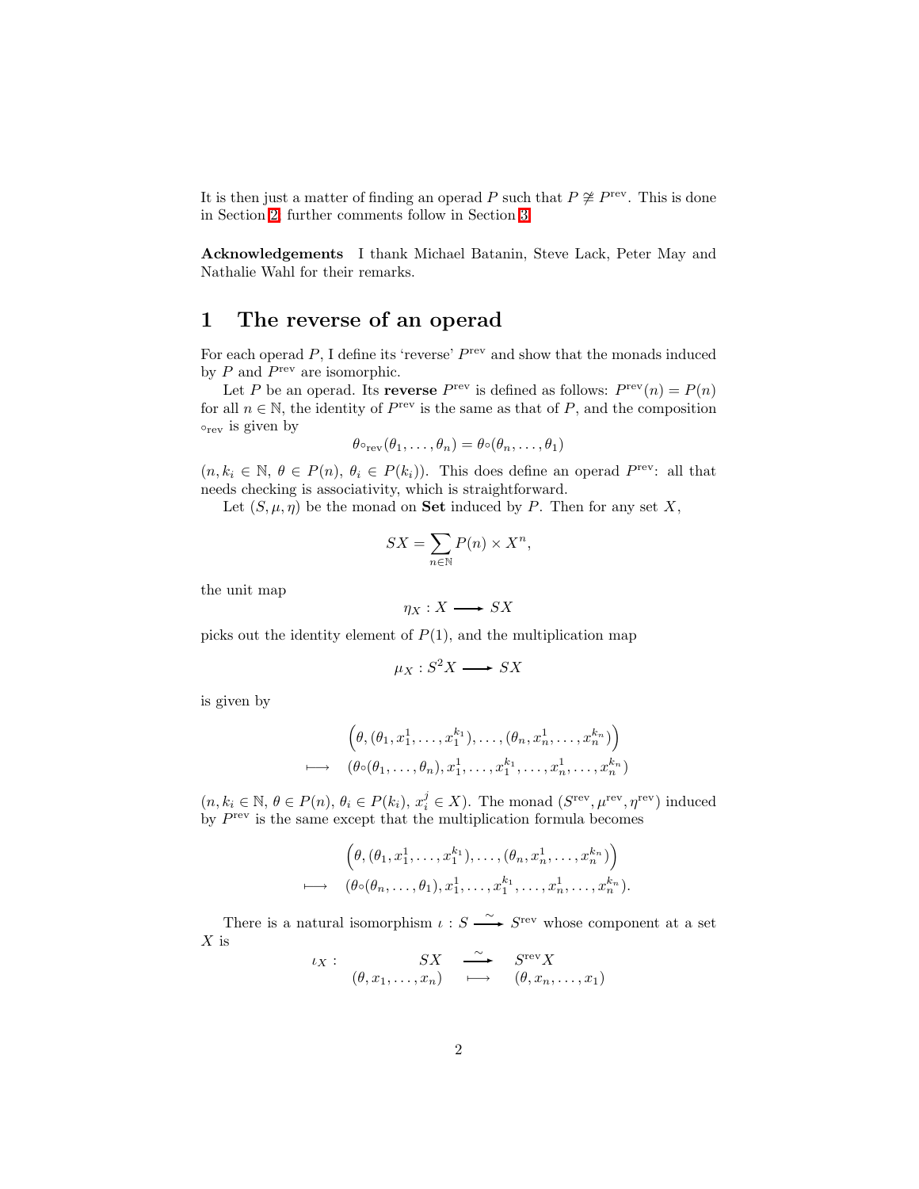It is then just a matter of finding an operad $P$ such that $P \not\cong P^{\mathrm{rev}}$. This is done in Section 2; further comments follow in Section 3.

**Acknowledgements** I thank Michael Batanin, Steve Lack, Peter May and Nathalie Wahl for their remarks.

# 1 The reverse of an operad

For each operad $P$, I define its 'reverse' $P^{\mathrm{rev}}$ and show that the monads induced by $P$ and $P^{\mathrm{rev}}$ are isomorphic.

Let $P$ be an operad. Its **reverse** $P^{\mathrm{rev}}$ is defined as follows: $P^{\mathrm{rev}}(n) = P(n)$ for all $n \in \mathbb{N}$, the identity of $P^{\mathrm{rev}}$ is the same as that of $P$, and the composition $\circ_{\mathrm{rev}}$ is given by

$$\theta \circ_{\mathrm{rev}} (\theta_1, \ldots, \theta_n) = \theta \circ (\theta_n, \ldots, \theta_1)$$

($n, k_i \in \mathbb{N}$, $\theta \in P(n)$, $\theta_i \in P(k_i)$). This does define an operad $P^{\mathrm{rev}}$: all that needs checking is associativity, which is straightforward.

Let $(S, \mu, \eta)$ be the monad on **Set** induced by $P$. Then for any set $X$,

$$SX = \sum_{n \in \mathbb{N}} P(n) \times X^n,$$

the unit map

$$\eta_X : X \longrightarrow SX$$

picks out the identity element of $P(1)$, and the multiplication map

$$\mu_X : S^2 X \longrightarrow SX$$

is given by

$$\begin{array}{rl} & \Big(\theta, (\theta_1, x_1^1, \ldots, x_1^{k_1}), \ldots, (\theta_n, x_n^1, \ldots, x_n^{k_n})\Big) \\ \longmapsto & (\theta \circ (\theta_1, \ldots, \theta_n), x_1^1, \ldots, x_1^{k_1}, \ldots, x_n^1, \ldots, x_n^{k_n}) \end{array}$$

($n, k_i \in \mathbb{N}$, $\theta \in P(n)$, $\theta_i \in P(k_i)$, $x_i^j \in X$). The monad $(S^{\mathrm{rev}}, \mu^{\mathrm{rev}}, \eta^{\mathrm{rev}})$ induced by $P^{\mathrm{rev}}$ is the same except that the multiplication formula becomes

$$\begin{array}{rl} & \Big(\theta, (\theta_1, x_1^1, \ldots, x_1^{k_1}), \ldots, (\theta_n, x_n^1, \ldots, x_n^{k_n})\Big) \\ \longmapsto & (\theta \circ (\theta_n, \ldots, \theta_1), x_1^1, \ldots, x_1^{k_1}, \ldots, x_n^1, \ldots, x_n^{k_n}). \end{array}$$

There is a natural isomorphism $\iota : S \xrightarrow{\sim} S^{\mathrm{rev}}$ whose component at a set $X$ is

$$\begin{array}{rccc} \iota_X : & SX & \xrightarrow{\sim} & S^{\mathrm{rev}} X \\ & (\theta, x_1, \ldots, x_n) & \longmapsto & (\theta, x_n, \ldots, x_1) \end{array}$$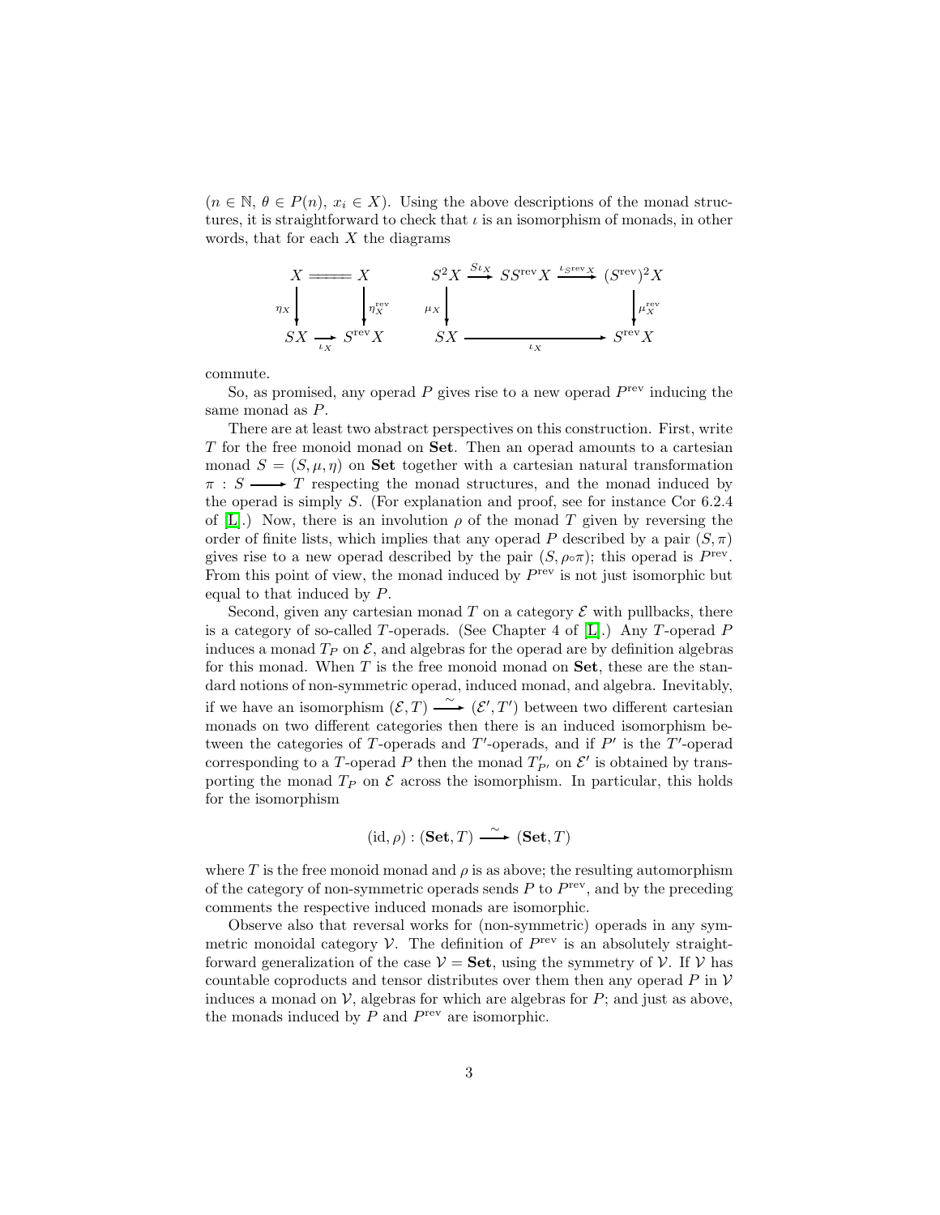($n \in \mathbb{N}$, $\theta \in P(n)$, $x_i \in X$). Using the above descriptions of the monad structures, it is straightforward to check that $\iota$ is an isomorphism of monads, in other words, that for each $X$ the diagrams

$$
\begin{array}{ccc}
X & = & X \\
\eta_X \downarrow & & \downarrow \eta^{\mathrm{rev}}_X \\
SX & \xrightarrow{\iota_X} & S^{\mathrm{rev}}X
\end{array}
\qquad
\begin{array}{ccccc}
S^2X & \xrightarrow{S\iota_X} & SS^{\mathrm{rev}}X & \xrightarrow{\iota_{S^{\mathrm{rev}}X}} & (S^{\mathrm{rev}})^2X \\
\mu_X \downarrow & & & & \downarrow \mu^{\mathrm{rev}}_X \\
SX & & \xrightarrow{\iota_X} & & S^{\mathrm{rev}}X
\end{array}
$$

commute.

So, as promised, any operad $P$ gives rise to a new operad $P^{\mathrm{rev}}$ inducing the same monad as $P$.

There are at least two abstract perspectives on this construction. First, write $T$ for the free monoid monad on **Set**. Then an operad amounts to a cartesian monad $S = (S, \mu, \eta)$ on **Set** together with a cartesian natural transformation $\pi : S \longrightarrow T$ respecting the monad structures, and the monad induced by the operad is simply $S$. (For explanation and proof, see for instance Cor 6.2.4 of [L].) Now, there is an involution $\rho$ of the monad $T$ given by reversing the order of finite lists, which implies that any operad $P$ described by a pair $(S, \pi)$ gives rise to a new operad described by the pair $(S, \rho \circ \pi)$; this operad is $P^{\mathrm{rev}}$. From this point of view, the monad induced by $P^{\mathrm{rev}}$ is not just isomorphic but equal to that induced by $P$.

Second, given any cartesian monad $T$ on a category $\mathcal{E}$ with pullbacks, there is a category of so-called $T$-operads. (See Chapter 4 of [L].) Any $T$-operad $P$ induces a monad $T_P$ on $\mathcal{E}$, and algebras for the operad are by definition algebras for this monad. When $T$ is the free monoid monad on **Set**, these are the standard notions of non-symmetric operad, induced monad, and algebra. Inevitably, if we have an isomorphism $(\mathcal{E}, T) \xrightarrow{\sim} (\mathcal{E}', T')$ between two different cartesian monads on two different categories then there is an induced isomorphism between the categories of $T$-operads and $T'$-operads, and if $P'$ is the $T'$-operad corresponding to a $T$-operad $P$ then the monad $T'_{P'}$ on $\mathcal{E}'$ is obtained by transporting the monad $T_P$ on $\mathcal{E}$ across the isomorphism. In particular, this holds for the isomorphism

$$
(\mathrm{id}, \rho) : (\mathbf{Set}, T) \xrightarrow{\sim} (\mathbf{Set}, T)
$$

where $T$ is the free monoid monad and $\rho$ is as above; the resulting automorphism of the category of non-symmetric operads sends $P$ to $P^{\mathrm{rev}}$, and by the preceding comments the respective induced monads are isomorphic.

Observe also that reversal works for (non-symmetric) operads in any symmetric monoidal category $\mathcal{V}$. The definition of $P^{\mathrm{rev}}$ is an absolutely straightforward generalization of the case $\mathcal{V} = \mathbf{Set}$, using the symmetry of $\mathcal{V}$. If $\mathcal{V}$ has countable coproducts and tensor distributes over them then any operad $P$ in $\mathcal{V}$ induces a monad on $\mathcal{V}$, algebras for which are algebras for $P$; and just as above, the monads induced by $P$ and $P^{\mathrm{rev}}$ are isomorphic.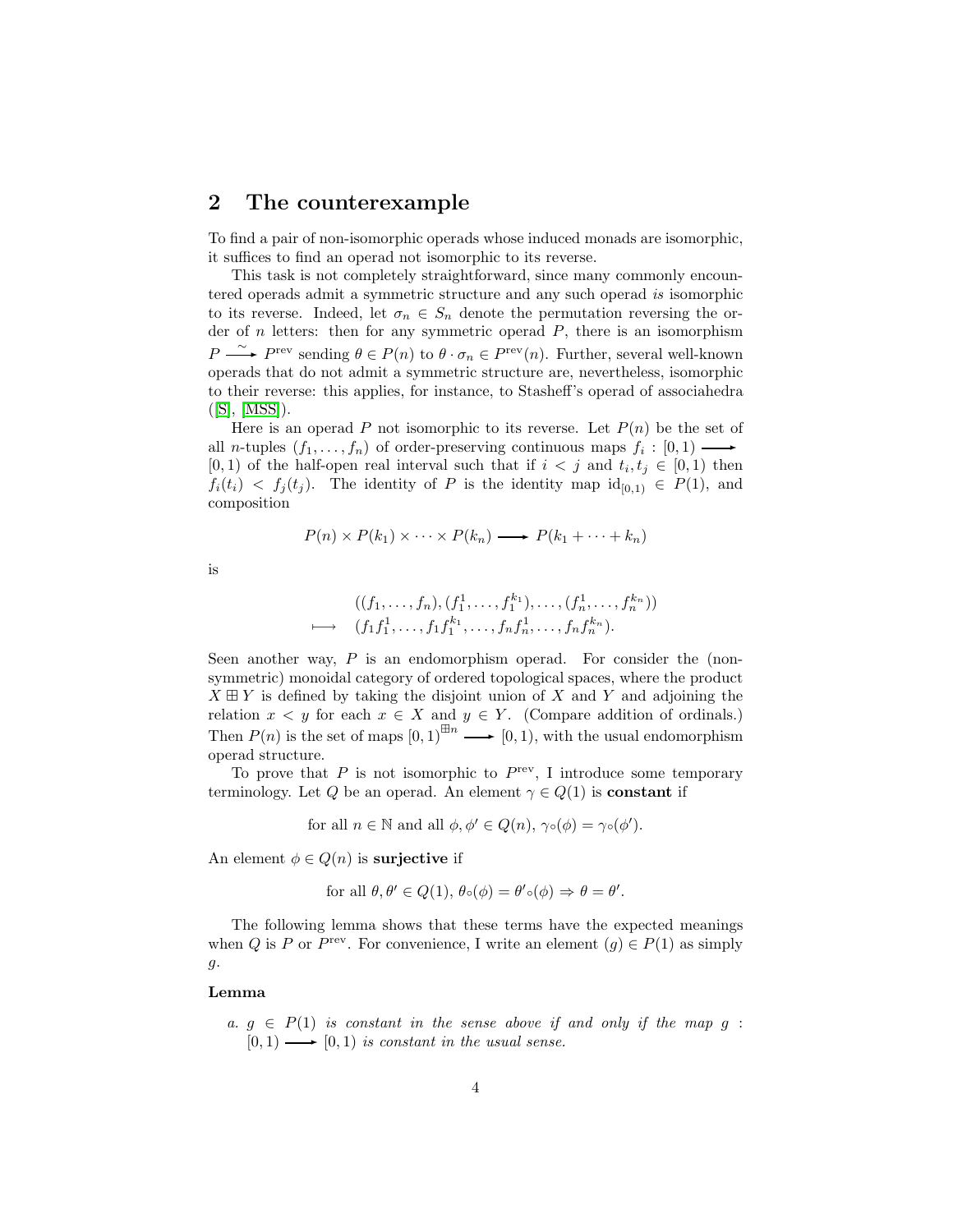## 2 The counterexample

To find a pair of non-isomorphic operads whose induced monads are isomorphic, it suffices to find an operad not isomorphic to its reverse.

This task is not completely straightforward, since many commonly encountered operads admit a symmetric structure and any such operad *is* isomorphic to its reverse. Indeed, let $\sigma_n \in S_n$ denote the permutation reversing the order of $n$ letters: then for any symmetric operad $P$, there is an isomorphism $P \xrightarrow{\sim} P^{\text{rev}}$ sending $\theta \in P(n)$ to $\theta \cdot \sigma_n \in P^{\text{rev}}(n)$. Further, several well-known operads that do not admit a symmetric structure are, nevertheless, isomorphic to their reverse: this applies, for instance, to Stasheff's operad of associahedra ([S], [MSS]).

Here is an operad $P$ not isomorphic to its reverse. Let $P(n)$ be the set of all $n$-tuples $(f_1, \ldots, f_n)$ of order-preserving continuous maps $f_i : [0,1) \longrightarrow [0,1)$ of the half-open real interval such that if $i < j$ and $t_i, t_j \in [0,1)$ then $f_i(t_i) < f_j(t_j)$. The identity of $P$ is the identity map $\text{id}_{[0,1)} \in P(1)$, and composition

$$P(n) \times P(k_1) \times \cdots \times P(k_n) \longrightarrow P(k_1 + \cdots + k_n)$$

is

$$\begin{array}{rl} & ((f_1, \ldots, f_n), (f_1^1, \ldots, f_1^{k_1}), \ldots, (f_n^1, \ldots, f_n^{k_n})) \\ \longmapsto & (f_1 f_1^1, \ldots, f_1 f_1^{k_1}, \ldots, f_n f_n^1, \ldots, f_n f_n^{k_n}). \end{array}$$

Seen another way, $P$ is an endomorphism operad. For consider the (non-symmetric) monoidal category of ordered topological spaces, where the product $X \boxplus Y$ is defined by taking the disjoint union of $X$ and $Y$ and adjoining the relation $x < y$ for each $x \in X$ and $y \in Y$. (Compare addition of ordinals.) Then $P(n)$ is the set of maps $[0,1)^{\boxplus n} \longrightarrow [0,1)$, with the usual endomorphism operad structure.

To prove that $P$ is not isomorphic to $P^{\text{rev}}$, I introduce some temporary terminology. Let $Q$ be an operad. An element $\gamma \in Q(1)$ is **constant** if

$$\text{for all } n \in \mathbb{N} \text{ and all } \phi, \phi' \in Q(n),\ \gamma \circ (\phi) = \gamma \circ (\phi').$$

An element $\phi \in Q(n)$ is **surjective** if

$$\text{for all } \theta, \theta' \in Q(1),\ \theta \circ (\phi) = \theta' \circ (\phi) \Rightarrow \theta = \theta'.$$

The following lemma shows that these terms have the expected meanings when $Q$ is $P$ or $P^{\text{rev}}$. For convenience, I write an element $(g) \in P(1)$ as simply $g$.

**Lemma**

*a.* $g \in P(1)$ *is constant in the sense above if and only if the map* $g : [0,1) \longrightarrow [0,1)$ *is constant in the usual sense.*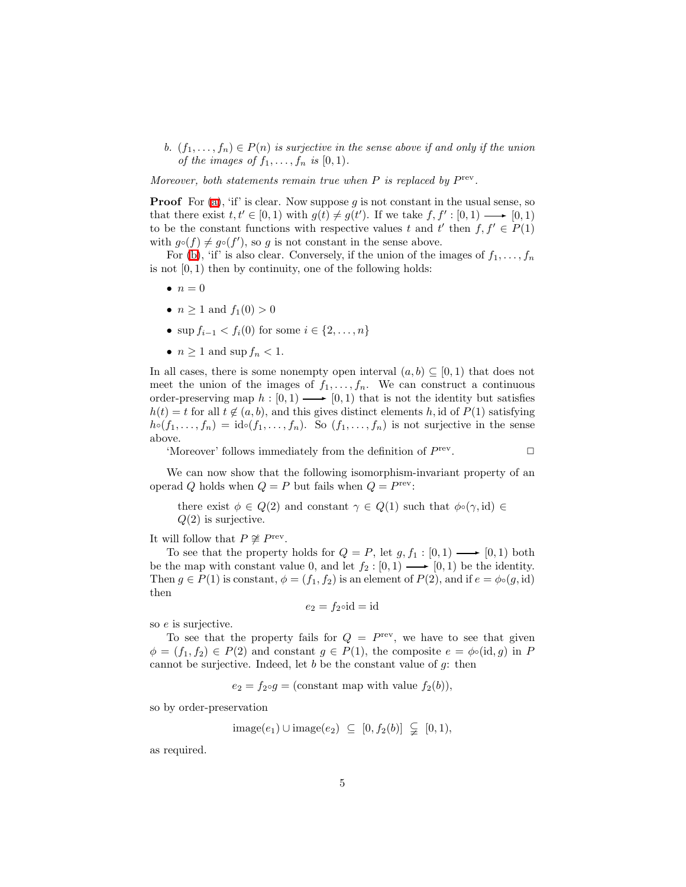*b.* *$(f_1, \ldots, f_n) \in P(n)$ is surjective in the sense above if and only if the union of the images of $f_1, \ldots, f_n$ is $[0, 1)$.*

*Moreover, both statements remain true when $P$ is replaced by $P^{\text{rev}}$.*

**Proof** For (a), 'if' is clear. Now suppose $g$ is not constant in the usual sense, so that there exist $t, t' \in [0, 1)$ with $g(t) \neq g(t')$. If we take $f, f' : [0, 1) \longrightarrow [0, 1)$ to be the constant functions with respective values $t$ and $t'$ then $f, f' \in P(1)$ with $g\circ(f) \neq g\circ(f')$, so $g$ is not constant in the sense above.

For (b), 'if' is also clear. Conversely, if the union of the images of $f_1, \ldots, f_n$ is not $[0, 1)$ then by continuity, one of the following holds:

- $n = 0$
- $n \geq 1$ and $f_1(0) > 0$
- $\sup f_{i-1} < f_i(0)$ for some $i \in \{2, \ldots, n\}$
- $n \geq 1$ and $\sup f_n < 1$.

In all cases, there is some nonempty open interval $(a, b) \subseteq [0, 1)$ that does not meet the union of the images of $f_1, \ldots, f_n$. We can construct a continuous order-preserving map $h : [0, 1) \longrightarrow [0, 1)$ that is not the identity but satisfies $h(t) = t$ for all $t \notin (a, b)$, and this gives distinct elements $h, \text{id}$ of $P(1)$ satisfying $h\circ(f_1, \ldots, f_n) = \text{id}\circ(f_1, \ldots, f_n)$. So $(f_1, \ldots, f_n)$ is not surjective in the sense above.

'Moreover' follows immediately from the definition of $P^{\text{rev}}$. □

We can now show that the following isomorphism-invariant property of an operad $Q$ holds when $Q = P$ but fails when $Q = P^{\text{rev}}$:

> there exist $\phi \in Q(2)$ and constant $\gamma \in Q(1)$ such that $\phi\circ(\gamma, \text{id}) \in Q(2)$ is surjective.

It will follow that $P \not\cong P^{\text{rev}}$.

To see that the property holds for $Q = P$, let $g, f_1 : [0, 1) \longrightarrow [0, 1)$ both be the map with constant value 0, and let $f_2 : [0, 1) \longrightarrow [0, 1)$ be the identity. Then $g \in P(1)$ is constant, $\phi = (f_1, f_2)$ is an element of $P(2)$, and if $e = \phi\circ(g, \text{id})$ then

$$e_2 = f_2\circ\text{id} = \text{id}$$

so $e$ is surjective.

To see that the property fails for $Q = P^{\text{rev}}$, we have to see that given $\phi = (f_1, f_2) \in P(2)$ and constant $g \in P(1)$, the composite $e = \phi\circ(\text{id}, g)$ in $P$ cannot be surjective. Indeed, let $b$ be the constant value of $g$: then

$$e_2 = f_2\circ g = (\text{constant map with value } f_2(b)),$$

so by order-preservation

$$\text{image}(e_1) \cup \text{image}(e_2) \;\subseteq\; [0, f_2(b)] \;\subsetneq\; [0, 1),$$

as required.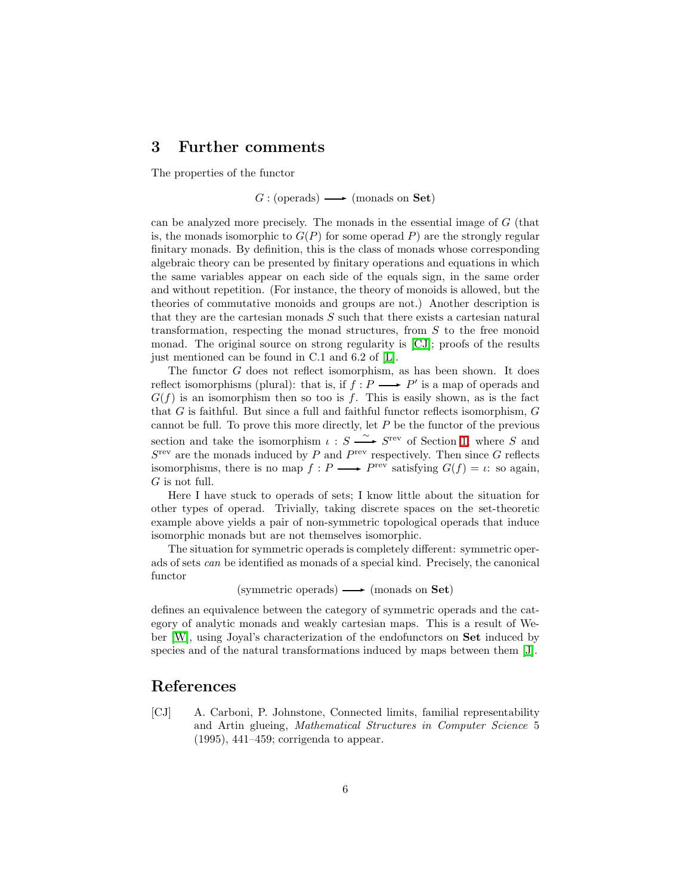## 3 Further comments

The properties of the functor

$$G : (\text{operads}) \longrightarrow (\text{monads on } \mathbf{Set})$$

can be analyzed more precisely. The monads in the essential image of $G$ (that is, the monads isomorphic to $G(P)$ for some operad $P$) are the strongly regular finitary monads. By definition, this is the class of monads whose corresponding algebraic theory can be presented by finitary operations and equations in which the same variables appear on each side of the equals sign, in the same order and without repetition. (For instance, the theory of monoids is allowed, but the theories of commutative monoids and groups are not.) Another description is that they are the cartesian monads $S$ such that there exists a cartesian natural transformation, respecting the monad structures, from $S$ to the free monoid monad. The original source on strong regularity is [CJ]; proofs of the results just mentioned can be found in C.1 and 6.2 of [L].

The functor $G$ does not reflect isomorphism, as has been shown. It does reflect isomorphisms (plural): that is, if $f : P \longrightarrow P'$ is a map of operads and $G(f)$ is an isomorphism then so too is $f$. This is easily shown, as is the fact that $G$ is faithful. But since a full and faithful functor reflects isomorphism, $G$ cannot be full. To prove this more directly, let $P$ be the functor of the previous section and take the isomorphism $\iota : S \xrightarrow{\sim} S^{\text{rev}}$ of Section 1, where $S$ and $S^{\text{rev}}$ are the monads induced by $P$ and $P^{\text{rev}}$ respectively. Then since $G$ reflects isomorphisms, there is no map $f : P \longrightarrow P^{\text{rev}}$ satisfying $G(f) = \iota$: so again, $G$ is not full.

Here I have stuck to operads of sets; I know little about the situation for other types of operad. Trivially, taking discrete spaces on the set-theoretic example above yields a pair of non-symmetric topological operads that induce isomorphic monads but are not themselves isomorphic.

The situation for symmetric operads is completely different: symmetric operads of sets *can* be identified as monads of a special kind. Precisely, the canonical functor

$$(\text{symmetric operads}) \longrightarrow (\text{monads on } \mathbf{Set})$$

defines an equivalence between the category of symmetric operads and the category of analytic monads and weakly cartesian maps. This is a result of Weber [W], using Joyal's characterization of the endofunctors on **Set** induced by species and of the natural transformations induced by maps between them [J].

## References

[CJ] A. Carboni, P. Johnstone, Connected limits, familial representability and Artin glueing, *Mathematical Structures in Computer Science* 5 (1995), 441–459; corrigenda to appear.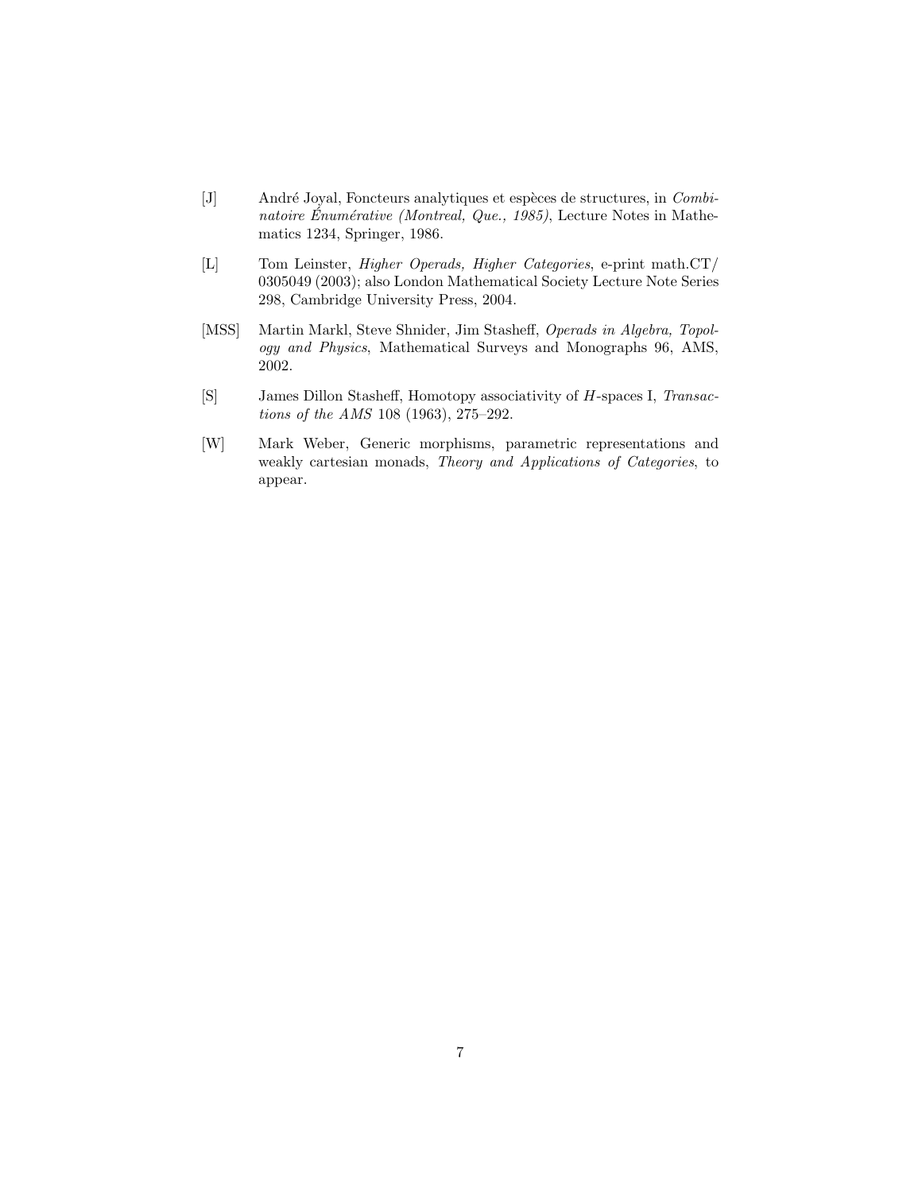[J] André Joyal, Foncteurs analytiques et espèces de structures, in *Combinatoire Énumérative (Montreal, Que., 1985)*, Lecture Notes in Mathematics 1234, Springer, 1986.

[L] Tom Leinster, *Higher Operads, Higher Categories*, e-print math.CT/0305049 (2003); also London Mathematical Society Lecture Note Series 298, Cambridge University Press, 2004.

[MSS] Martin Markl, Steve Shnider, Jim Stasheff, *Operads in Algebra, Topology and Physics*, Mathematical Surveys and Monographs 96, AMS, 2002.

[S] James Dillon Stasheff, Homotopy associativity of $H$-spaces I, *Transactions of the AMS* 108 (1963), 275–292.

[W] Mark Weber, Generic morphisms, parametric representations and weakly cartesian monads, *Theory and Applications of Categories*, to appear.